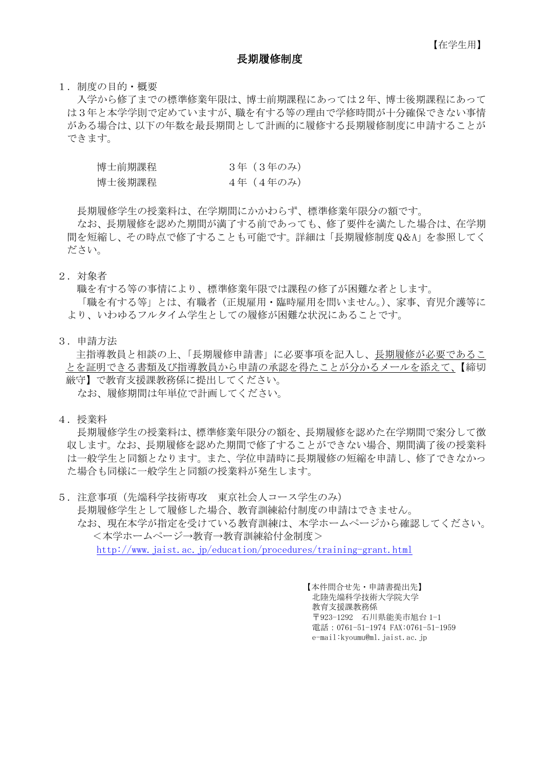【在学生用】

# 長期履修制度

１．制度の目的・概要

入学から修了までの標準修業年限は、博士前期課程にあっては２年、博士後期課程にあっては３年と本学学則で定めていますが、職を有する等の理由で学修時間が十分確保できない事情がある場合は、以下の年数を最長期間として計画的に履修する長期履修制度に申請することができます。

| 博士前期課程 | ３年（３年のみ） |
| --- | --- |
| 博士後期課程 | ４年（４年のみ） |

長期履修学生の授業料は、在学期間にかかわらず、標準修業年限分の額です。

なお、長期履修を認めた期間が満了する前であっても、修了要件を満たした場合は、在学期間を短縮し、その時点で修了することも可能です。詳細は「長期履修制度 Q&A」を参照してください。

２．対象者

職を有する等の事情により、標準修業年限では課程の修了が困難な者とします。

「職を有する等」とは、有職者（正規雇用・臨時雇用を問いません。）、家事、育児介護等により、いわゆるフルタイム学生としての履修が困難な状況にあることです。

３．申請方法

主指導教員と相談の上、「長期履修申請書」に必要事項を記入し、長期履修が必要であることを証明できる書類及び指導教員から申請の承認を得たことが分かるメールを添えて、【締切厳守】で教育支援課教務係に提出してください。

なお、履修期間は年単位で計画してください。

４．授業料

長期履修学生の授業料は、標準修業年限分の額を、長期履修を認めた在学期間で案分して徴収します。なお、長期履修を認めた期間で修了することができない場合、期間満了後の授業料は一般学生と同額となります。また、学位申請時に長期履修の短縮を申請し、修了できなかった場合も同様に一般学生と同額の授業料が発生します。

５．注意事項（先端科学技術専攻　東京社会人コース学生のみ）

長期履修学生として履修した場合、教育訓練給付制度の申請はできません。

なお、現在本学が指定を受けている教育訓練は、本学ホームページから確認してください。

＜本学ホームページ→教育→教育訓練給付金制度＞

http://www.jaist.ac.jp/education/procedures/training-grant.html

【本件問合せ先・申請書提出先】
北陸先端科学技術大学院大学
教育支援課教務係
〒923-1292　石川県能美市旭台 1-1
電話：0761-51-1974 FAX:0761-51-1959
e-mail:kyoumu@ml.jaist.ac.jp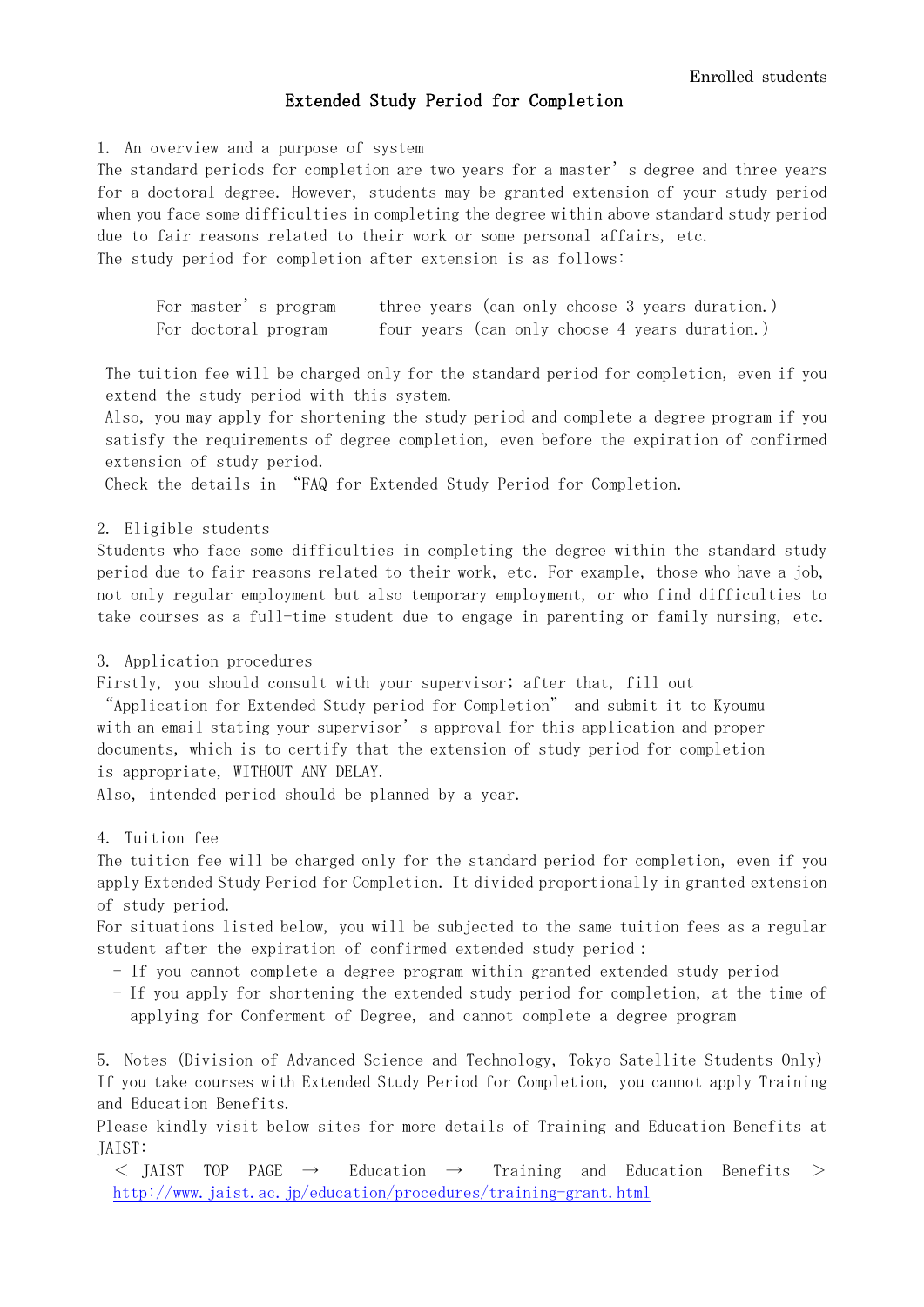Enrolled students

# Extended Study Period for Completion

## 1. An overview and a purpose of system

The standard periods for completion are two years for a master's degree and three years for a doctoral degree. However, students may be granted extension of your study period when you face some difficulties in completing the degree within above standard study period due to fair reasons related to their work or some personal affairs, etc.

The study period for completion after extension is as follows:

| | |
|---|---|
| For master's program | three years (can only choose 3 years duration.) |
| For doctoral program | four years (can only choose 4 years duration.) |

The tuition fee will be charged only for the standard period for completion, even if you extend the study period with this system.

Also, you may apply for shortening the study period and complete a degree program if you satisfy the requirements of degree completion, even before the expiration of confirmed extension of study period.

Check the details in "FAQ for Extended Study Period for Completion.

## 2. Eligible students

Students who face some difficulties in completing the degree within the standard study period due to fair reasons related to their work, etc. For example, those who have a job, not only regular employment but also temporary employment, or who find difficulties to take courses as a full-time student due to engage in parenting or family nursing, etc.

## 3. Application procedures

Firstly, you should consult with your supervisor; after that, fill out "Application for Extended Study period for Completion" and submit it to Kyoumu with an email stating your supervisor's approval for this application and proper documents, which is to certify that the extension of study period for completion is appropriate, WITHOUT ANY DELAY.

Also, intended period should be planned by a year.

## 4. Tuition fee

The tuition fee will be charged only for the standard period for completion, even if you apply Extended Study Period for Completion. It divided proportionally in granted extension of study period.

For situations listed below, you will be subjected to the same tuition fees as a regular student after the expiration of confirmed extended study period:

- If you cannot complete a degree program within granted extended study period
- If you apply for shortening the extended study period for completion, at the time of applying for Conferment of Degree, and cannot complete a degree program

## 5. Notes (Division of Advanced Science and Technology, Tokyo Satellite Students Only)

If you take courses with Extended Study Period for Completion, you cannot apply Training and Education Benefits.

Please kindly visit below sites for more details of Training and Education Benefits at JAIST:

＜ JAIST TOP PAGE → Education → Training and Education Benefits ＞
http://www.jaist.ac.jp/education/procedures/training-grant.html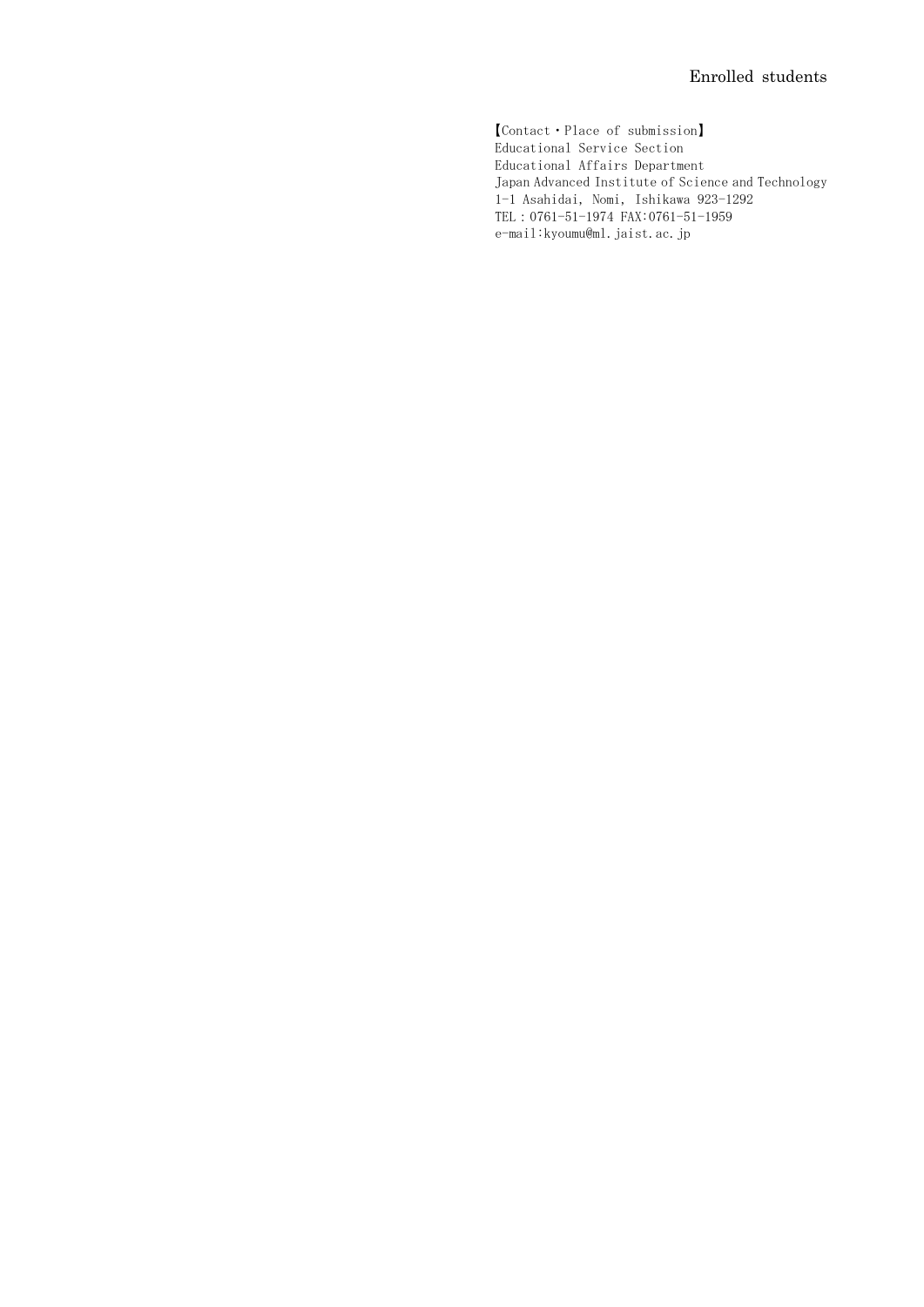Enrolled students

【Contact・Place of submission】
Educational Service Section
Educational Affairs Department
Japan Advanced Institute of Science and Technology
1-1 Asahidai, Nomi, Ishikawa 923-1292
TEL：0761-51-1974 FAX:0761-51-1959
e-mail:kyoumu@ml.jaist.ac.jp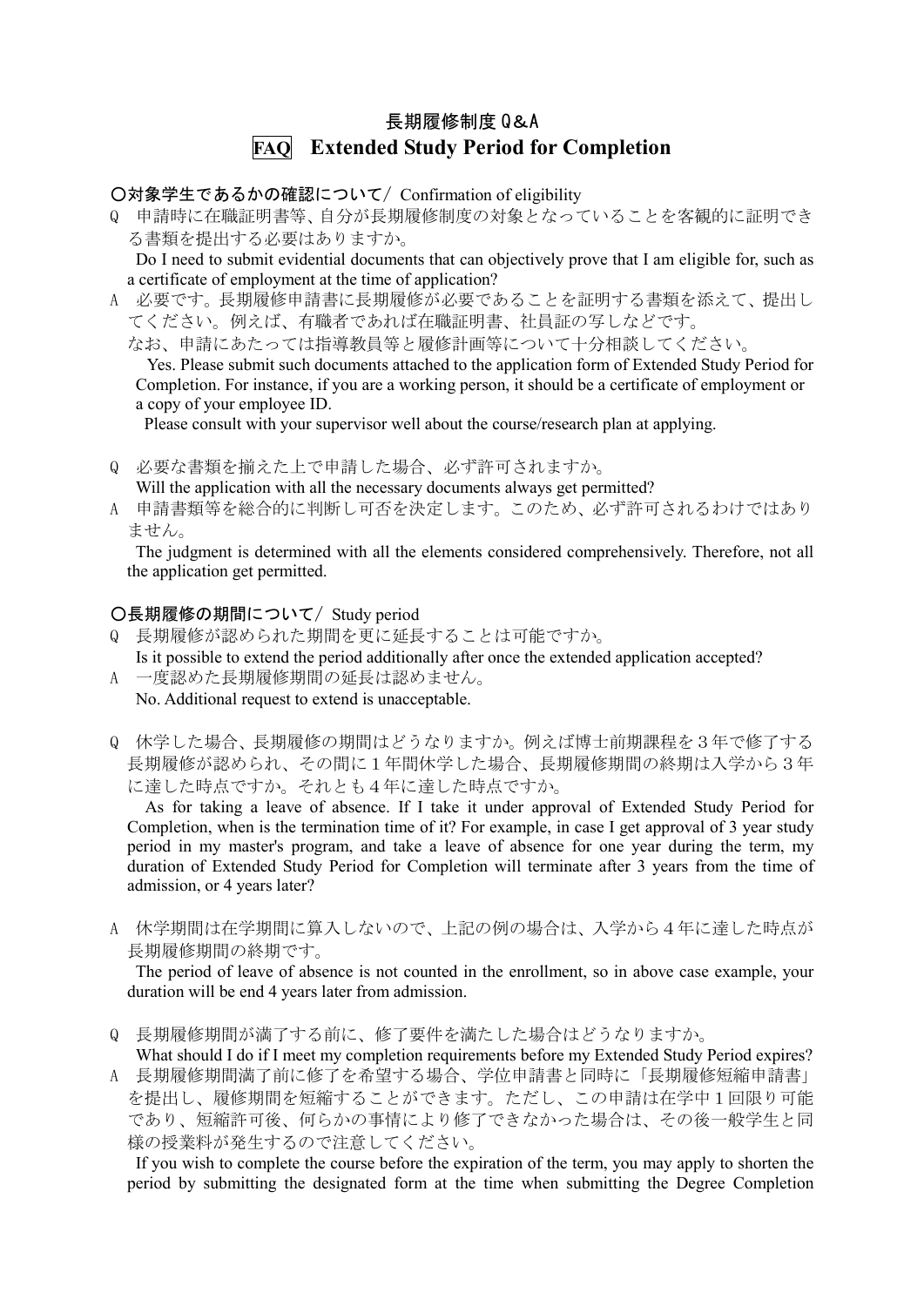# 長期履修制度Q＆A

## FAQ　Extended Study Period for Completion

### ○対象学生であるかの確認について／ Confirmation of eligibility

Q　申請時に在職証明書等、自分が長期履修制度の対象となっていることを客観的に証明できる書類を提出する必要はありますか。

Do I need to submit evidential documents that can objectively prove that I am eligible for, such as a certificate of employment at the time of application?

A　必要です。長期履修申請書に長期履修が必要であることを証明する書類を添えて、提出してください。例えば、有職者であれば在職証明書、社員証の写しなどです。

なお、申請にあたっては指導教員等と履修計画等について十分相談してください。

Yes. Please submit such documents attached to the application form of Extended Study Period for Completion. For instance, if you are a working person, it should be a certificate of employment or a copy of your employee ID.

Please consult with your supervisor well about the course/research plan at applying.

Q　必要な書類を揃えた上で申請した場合、必ず許可されますか。

Will the application with all the necessary documents always get permitted?

A　申請書類等を総合的に判断し可否を決定します。このため、必ず許可されるわけではありません。

The judgment is determined with all the elements considered comprehensively. Therefore, not all the application get permitted.

### ○長期履修の期間について／ Study period

Q　長期履修が認められた期間を更に延長することは可能ですか。

Is it possible to extend the period additionally after once the extended application accepted?

A　一度認めた長期履修期間の延長は認めません。

No. Additional request to extend is unacceptable.

Q　休学した場合、長期履修の期間はどうなりますか。例えば博士前期課程を３年で修了する長期履修が認められ、その間に１年間休学した場合、長期履修期間の終期は入学から３年に達した時点ですか。それとも４年に達した時点ですか。

As for taking a leave of absence. If I take it under approval of Extended Study Period for Completion, when is the termination time of it? For example, in case I get approval of 3 year study period in my master's program, and take a leave of absence for one year during the term, my duration of Extended Study Period for Completion will terminate after 3 years from the time of admission, or 4 years later?

A　休学期間は在学期間に算入しないので、上記の例の場合は、入学から４年に達した時点が長期履修期間の終期です。

The period of leave of absence is not counted in the enrollment, so in above case example, your duration will be end 4 years later from admission.

Q　長期履修期間が満了する前に、修了要件を満たした場合はどうなりますか。

What should I do if I meet my completion requirements before my Extended Study Period expires?

A　長期履修期間満了前に修了を希望する場合、学位申請書と同時に「長期履修短縮申請書」を提出し、履修期間を短縮することができます。ただし、この申請は在学中１回限り可能であり、短縮許可後、何らかの事情により修了できなかった場合は、その後一般学生と同様の授業料が発生するので注意してください。

If you wish to complete the course before the expiration of the term, you may apply to shorten the period by submitting the designated form at the time when submitting the Degree Completion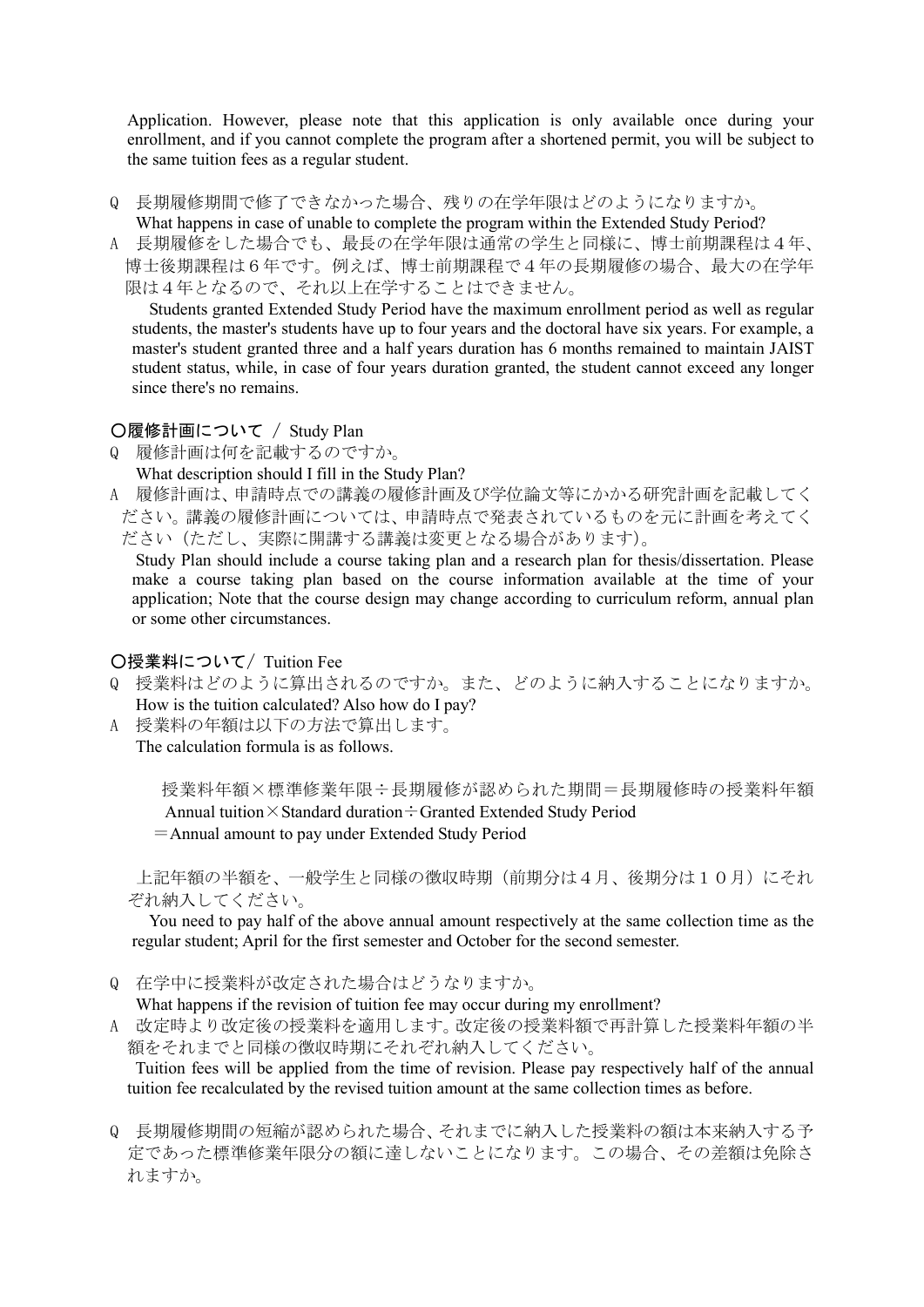Application. However, please note that this application is only available once during your enrollment, and if you cannot complete the program after a shortened permit, you will be subject to the same tuition fees as a regular student.

Q　長期履修期間で修了できなかった場合、残りの在学年限はどのようになりますか。
What happens in case of unable to complete the program within the Extended Study Period?

A　長期履修をした場合でも、最長の在学年限は通常の学生と同様に、博士前期課程は４年、博士後期課程は６年です。例えば、博士前期課程で４年の長期履修の場合、最大の在学年限は４年となるので、それ以上在学することはできません。

Students granted Extended Study Period have the maximum enrollment period as well as regular students, the master's students have up to four years and the doctoral have six years. For example, a master's student granted three and a half years duration has 6 months remained to maintain JAIST student status, while, in case of four years duration granted, the student cannot exceed any longer since there's no remains.

### ○履修計画について　/ Study Plan

Q　履修計画は何を記載するのですか。
What description should I fill in the Study Plan?

A　履修計画は、申請時点での講義の履修計画及び学位論文等にかかる研究計画を記載してください。講義の履修計画については、申請時点で発表されているものを元に計画を考えてください（ただし、実際に開講する講義は変更となる場合があります）。

Study Plan should include a course taking plan and a research plan for thesis/dissertation. Please make a course taking plan based on the course information available at the time of your application; Note that the course design may change according to curriculum reform, annual plan or some other circumstances.

### ○授業料について/ Tuition Fee

Q　授業料はどのように算出されるのですか。また、どのように納入することになりますか。
How is the tuition calculated? Also how do I pay?

A　授業料の年額は以下の方法で算出します。
The calculation formula is as follows.

授業料年額×標準修業年限÷長期履修が認められた期間＝長期履修時の授業料年額
Annual tuition×Standard duration÷Granted Extended Study Period
＝Annual amount to pay under Extended Study Period

上記年額の半額を、一般学生と同様の徴収時期（前期分は４月、後期分は１０月）にそれぞれ納入してください。

You need to pay half of the above annual amount respectively at the same collection time as the regular student; April for the first semester and October for the second semester.

Q　在学中に授業料が改定された場合はどうなりますか。
What happens if the revision of tuition fee may occur during my enrollment?

A　改定時より改定後の授業料を適用します。改定後の授業料額で再計算した授業料年額の半額をそれまでと同様の徴収時期にそれぞれ納入してください。

Tuition fees will be applied from the time of revision. Please pay respectively half of the annual tuition fee recalculated by the revised tuition amount at the same collection times as before.

Q　長期履修期間の短縮が認められた場合、それまでに納入した授業料の額は本来納入する予定であった標準修業年限分の額に達しないことになります。この場合、その差額は免除されますか。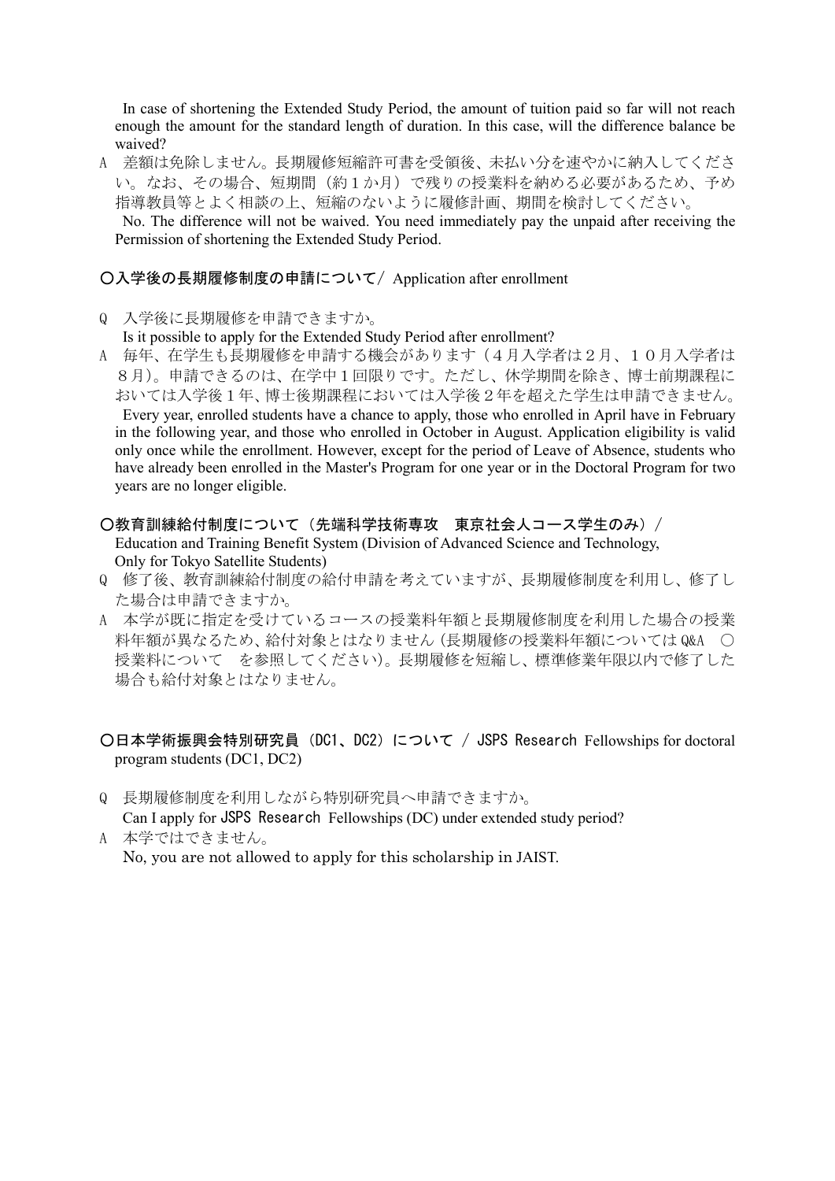In case of shortening the Extended Study Period, the amount of tuition paid so far will not reach enough the amount for the standard length of duration. In this case, will the difference balance be waived?

A　差額は免除しません。長期履修短縮許可書を受領後、未払い分を速やかに納入してください。なお、その場合、短期間（約１か月）で残りの授業料を納める必要があるため、予め指導教員等とよく相談の上、短縮のないように履修計画、期間を検討してください。

No. The difference will not be waived. You need immediately pay the unpaid after receiving the Permission of shortening the Extended Study Period.

### ○入学後の長期履修制度の申請について/ Application after enrollment

Q　入学後に長期履修を申請できますか。

Is it possible to apply for the Extended Study Period after enrollment?

A　毎年、在学生も長期履修を申請する機会があります（４月入学者は２月、１０月入学者は８月）。申請できるのは、在学中１回限りです。ただし、休学期間を除き、博士前期課程においては入学後１年、博士後期課程においては入学後２年を超えた学生は申請できません。

Every year, enrolled students have a chance to apply, those who enrolled in April have in February in the following year, and those who enrolled in October in August. Application eligibility is valid only once while the enrollment. However, except for the period of Leave of Absence, students who have already been enrolled in the Master's Program for one year or in the Doctoral Program for two years are no longer eligible.

### ○教育訓練給付制度について（先端科学技術専攻　東京社会人コース学生のみ）/ Education and Training Benefit System (Division of Advanced Science and Technology, Only for Tokyo Satellite Students)

Q　修了後、教育訓練給付制度の給付申請を考えていますが、長期履修制度を利用し、修了した場合は申請できますか。

A　本学が既に指定を受けているコースの授業料年額と長期履修制度を利用した場合の授業料年額が異なるため、給付対象とはなりません（長期履修の授業料年額についてはQ&A　○授業料について　を参照してください）。長期履修を短縮し、標準修業年限以内で修了した場合も給付対象とはなりません。

### ○日本学術振興会特別研究員（DC1、DC2）について / JSPS Research Fellowships for doctoral program students (DC1, DC2)

Q　長期履修制度を利用しながら特別研究員へ申請できますか。

Can I apply for JSPS Research Fellowships (DC) under extended study period?

A　本学ではできません。

No, you are not allowed to apply for this scholarship in JAIST.